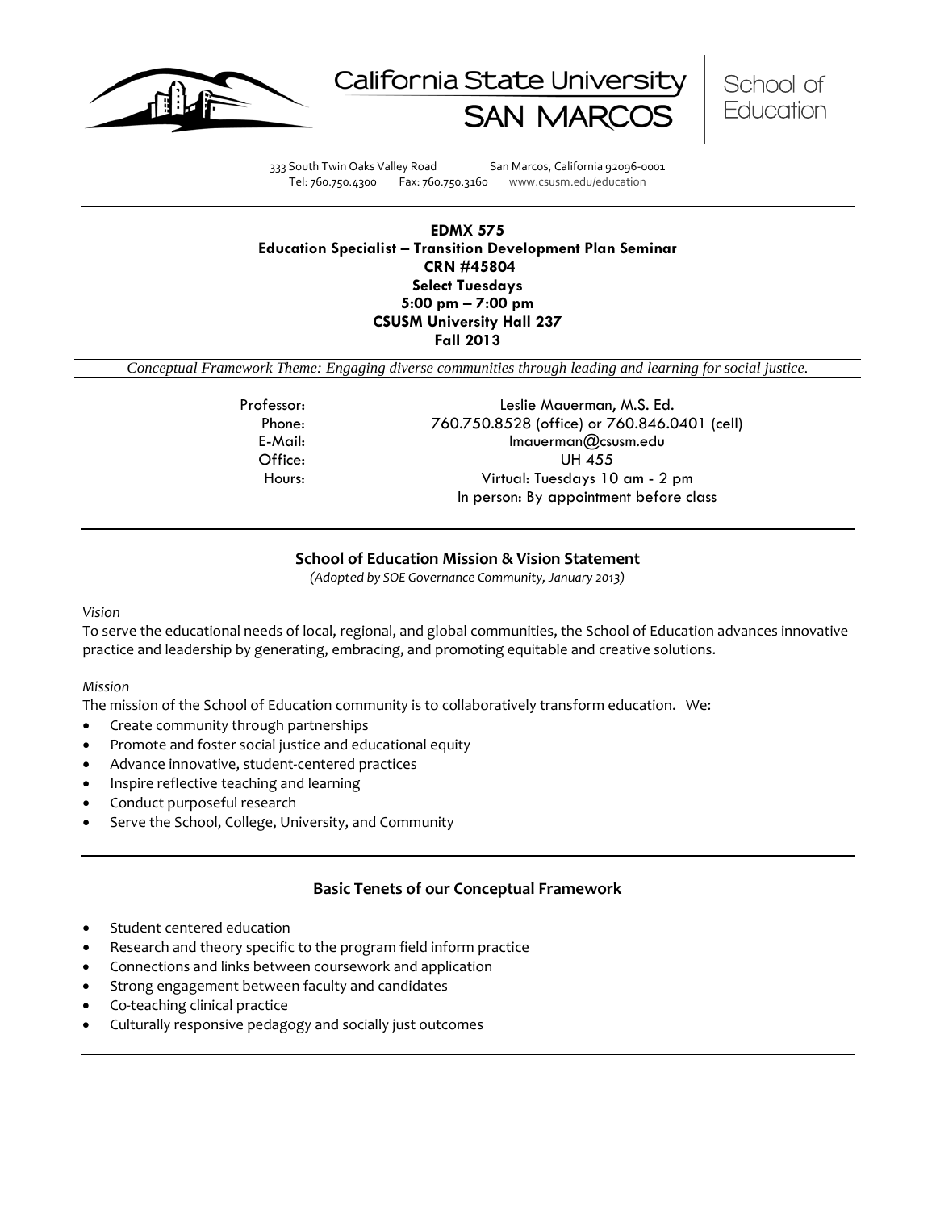California State University SAN MARCOS | School of Education

333 South Twin Oaks Valley Road San Marcos, California 92096-0001
Tel: 760.750.4300 Fax: 760.750.3160 www.csusm.edu/education

---

**EDMX 575**
**Education Specialist – Transition Development Plan Seminar**
**CRN #45804**
**Select Tuesdays**
**5:00 pm – 7:00 pm**
**CSUSM University Hall 237**
**Fall 2013**

*Conceptual Framework Theme: Engaging diverse communities through leading and learning for social justice.*

Professor: Leslie Mauerman, M.S. Ed.
Phone: 760.750.8528 (office) or 760.846.0401 (cell)
E-Mail: lmauerman@csusm.edu
Office: UH 455
Hours: Virtual: Tuesdays 10 am - 2 pm
In person: By appointment before class

---

## School of Education Mission & Vision Statement

*(Adopted by SOE Governance Community, January 2013)*

*Vision*

To serve the educational needs of local, regional, and global communities, the School of Education advances innovative practice and leadership by generating, embracing, and promoting equitable and creative solutions.

*Mission*

The mission of the School of Education community is to collaboratively transform education. We:

- Create community through partnerships
- Promote and foster social justice and educational equity
- Advance innovative, student-centered practices
- Inspire reflective teaching and learning
- Conduct purposeful research
- Serve the School, College, University, and Community

---

## Basic Tenets of our Conceptual Framework

- Student centered education
- Research and theory specific to the program field inform practice
- Connections and links between coursework and application
- Strong engagement between faculty and candidates
- Co-teaching clinical practice
- Culturally responsive pedagogy and socially just outcomes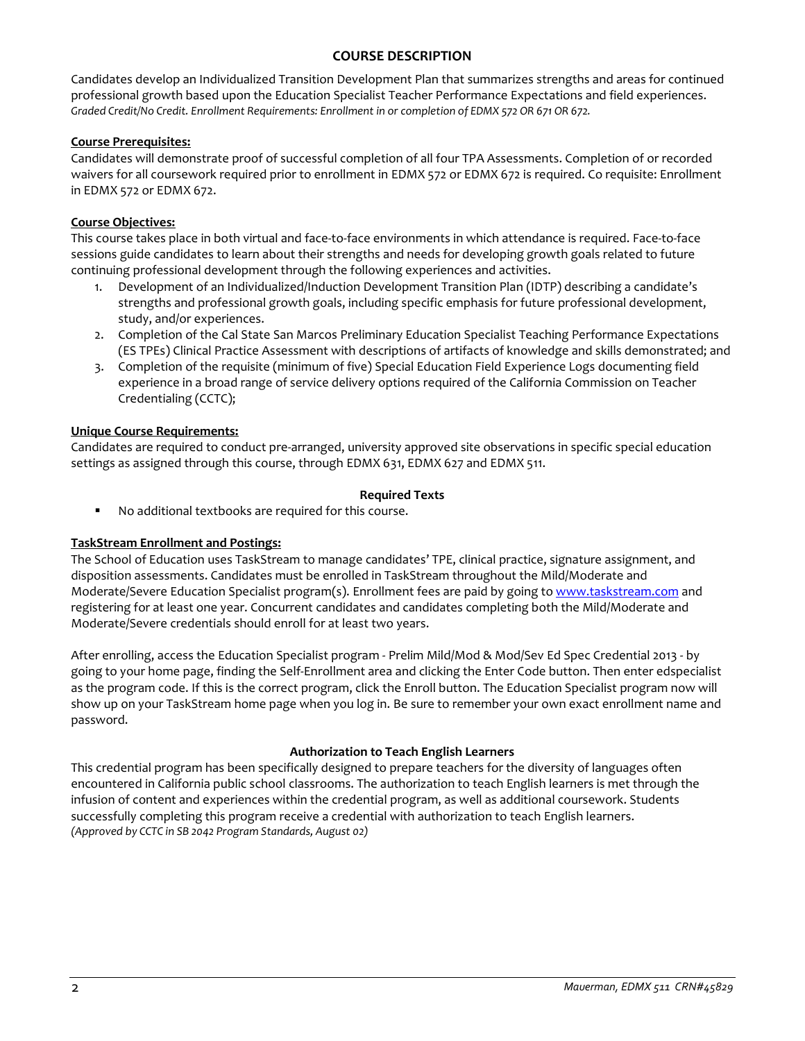## COURSE DESCRIPTION

Candidates develop an Individualized Transition Development Plan that summarizes strengths and areas for continued professional growth based upon the Education Specialist Teacher Performance Expectations and field experiences. *Graded Credit/No Credit. Enrollment Requirements: Enrollment in or completion of EDMX 572 OR 671 OR 672.*

**Course Prerequisites:**

Candidates will demonstrate proof of successful completion of all four TPA Assessments. Completion of or recorded waivers for all coursework required prior to enrollment in EDMX 572 or EDMX 672 is required. Co requisite: Enrollment in EDMX 572 or EDMX 672.

**Course Objectives:**

This course takes place in both virtual and face-to-face environments in which attendance is required. Face-to-face sessions guide candidates to learn about their strengths and needs for developing growth goals related to future continuing professional development through the following experiences and activities.

1. Development of an Individualized/Induction Development Transition Plan (IDTP) describing a candidate's strengths and professional growth goals, including specific emphasis for future professional development, study, and/or experiences.
2. Completion of the Cal State San Marcos Preliminary Education Specialist Teaching Performance Expectations (ES TPEs) Clinical Practice Assessment with descriptions of artifacts of knowledge and skills demonstrated; and
3. Completion of the requisite (minimum of five) Special Education Field Experience Logs documenting field experience in a broad range of service delivery options required of the California Commission on Teacher Credentialing (CCTC);

**Unique Course Requirements:**

Candidates are required to conduct pre-arranged, university approved site observations in specific special education settings as assigned through this course, through EDMX 631, EDMX 627 and EDMX 511.

### Required Texts

- No additional textbooks are required for this course.

**TaskStream Enrollment and Postings:**

The School of Education uses TaskStream to manage candidates' TPE, clinical practice, signature assignment, and disposition assessments. Candidates must be enrolled in TaskStream throughout the Mild/Moderate and Moderate/Severe Education Specialist program(s). Enrollment fees are paid by going to [www.taskstream.com](http://www.taskstream.com) and registering for at least one year. Concurrent candidates and candidates completing both the Mild/Moderate and Moderate/Severe credentials should enroll for at least two years.

After enrolling, access the Education Specialist program - Prelim Mild/Mod & Mod/Sev Ed Spec Credential 2013 - by going to your home page, finding the Self-Enrollment area and clicking the Enter Code button. Then enter edspecialist as the program code. If this is the correct program, click the Enroll button. The Education Specialist program now will show up on your TaskStream home page when you log in. Be sure to remember your own exact enrollment name and password.

### Authorization to Teach English Learners

This credential program has been specifically designed to prepare teachers for the diversity of languages often encountered in California public school classrooms. The authorization to teach English learners is met through the infusion of content and experiences within the credential program, as well as additional coursework. Students successfully completing this program receive a credential with authorization to teach English learners. *(Approved by CCTC in SB 2042 Program Standards, August 02)*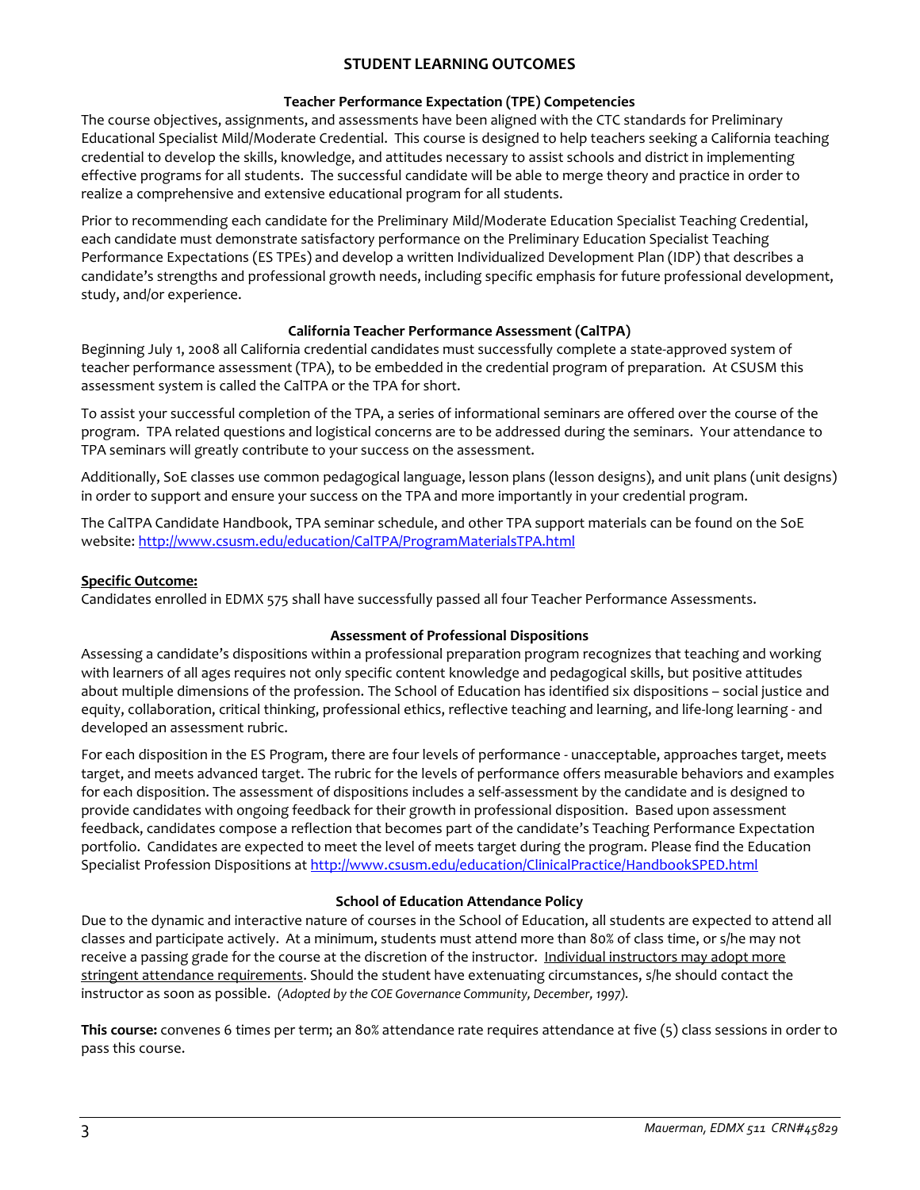## STUDENT LEARNING OUTCOMES

### Teacher Performance Expectation (TPE) Competencies

The course objectives, assignments, and assessments have been aligned with the CTC standards for Preliminary Educational Specialist Mild/Moderate Credential. This course is designed to help teachers seeking a California teaching credential to develop the skills, knowledge, and attitudes necessary to assist schools and district in implementing effective programs for all students. The successful candidate will be able to merge theory and practice in order to realize a comprehensive and extensive educational program for all students.

Prior to recommending each candidate for the Preliminary Mild/Moderate Education Specialist Teaching Credential, each candidate must demonstrate satisfactory performance on the Preliminary Education Specialist Teaching Performance Expectations (ES TPEs) and develop a written Individualized Development Plan (IDP) that describes a candidate's strengths and professional growth needs, including specific emphasis for future professional development, study, and/or experience.

### California Teacher Performance Assessment (CalTPA)

Beginning July 1, 2008 all California credential candidates must successfully complete a state-approved system of teacher performance assessment (TPA), to be embedded in the credential program of preparation. At CSUSM this assessment system is called the CalTPA or the TPA for short.

To assist your successful completion of the TPA, a series of informational seminars are offered over the course of the program. TPA related questions and logistical concerns are to be addressed during the seminars. Your attendance to TPA seminars will greatly contribute to your success on the assessment.

Additionally, SoE classes use common pedagogical language, lesson plans (lesson designs), and unit plans (unit designs) in order to support and ensure your success on the TPA and more importantly in your credential program.

The CalTPA Candidate Handbook, TPA seminar schedule, and other TPA support materials can be found on the SoE website: http://www.csusm.edu/education/CalTPA/ProgramMaterialsTPA.html

**Specific Outcome:**
Candidates enrolled in EDMX 575 shall have successfully passed all four Teacher Performance Assessments.

### Assessment of Professional Dispositions

Assessing a candidate's dispositions within a professional preparation program recognizes that teaching and working with learners of all ages requires not only specific content knowledge and pedagogical skills, but positive attitudes about multiple dimensions of the profession. The School of Education has identified six dispositions – social justice and equity, collaboration, critical thinking, professional ethics, reflective teaching and learning, and life-long learning - and developed an assessment rubric.

For each disposition in the ES Program, there are four levels of performance - unacceptable, approaches target, meets target, and meets advanced target. The rubric for the levels of performance offers measurable behaviors and examples for each disposition. The assessment of dispositions includes a self-assessment by the candidate and is designed to provide candidates with ongoing feedback for their growth in professional disposition. Based upon assessment feedback, candidates compose a reflection that becomes part of the candidate's Teaching Performance Expectation portfolio. Candidates are expected to meet the level of meets target during the program. Please find the Education Specialist Profession Dispositions at http://www.csusm.edu/education/ClinicalPractice/HandbookSPED.html

### School of Education Attendance Policy

Due to the dynamic and interactive nature of courses in the School of Education, all students are expected to attend all classes and participate actively. At a minimum, students must attend more than 80% of class time, or s/he may not receive a passing grade for the course at the discretion of the instructor. Individual instructors may adopt more stringent attendance requirements. Should the student have extenuating circumstances, s/he should contact the instructor as soon as possible. *(Adopted by the COE Governance Community, December, 1997).*

**This course:** convenes 6 times per term; an 80% attendance rate requires attendance at five (5) class sessions in order to pass this course.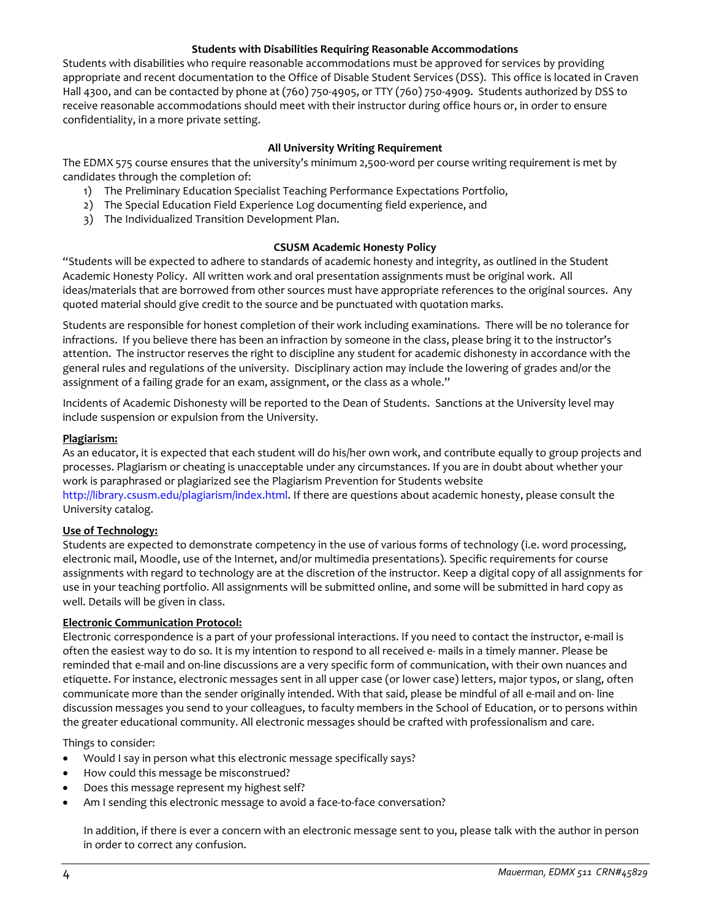### Students with Disabilities Requiring Reasonable Accommodations

Students with disabilities who require reasonable accommodations must be approved for services by providing appropriate and recent documentation to the Office of Disable Student Services (DSS). This office is located in Craven Hall 4300, and can be contacted by phone at (760) 750-4905, or TTY (760) 750-4909. Students authorized by DSS to receive reasonable accommodations should meet with their instructor during office hours or, in order to ensure confidentiality, in a more private setting.

### All University Writing Requirement

The EDMX 575 course ensures that the university's minimum 2,500-word per course writing requirement is met by candidates through the completion of:

1) The Preliminary Education Specialist Teaching Performance Expectations Portfolio,
2) The Special Education Field Experience Log documenting field experience, and
3) The Individualized Transition Development Plan.

### CSUSM Academic Honesty Policy

"Students will be expected to adhere to standards of academic honesty and integrity, as outlined in the Student Academic Honesty Policy. All written work and oral presentation assignments must be original work. All ideas/materials that are borrowed from other sources must have appropriate references to the original sources. Any quoted material should give credit to the source and be punctuated with quotation marks.

Students are responsible for honest completion of their work including examinations. There will be no tolerance for infractions. If you believe there has been an infraction by someone in the class, please bring it to the instructor's attention. The instructor reserves the right to discipline any student for academic dishonesty in accordance with the general rules and regulations of the university. Disciplinary action may include the lowering of grades and/or the assignment of a failing grade for an exam, assignment, or the class as a whole."

Incidents of Academic Dishonesty will be reported to the Dean of Students. Sanctions at the University level may include suspension or expulsion from the University.

**Plagiarism:**

As an educator, it is expected that each student will do his/her own work, and contribute equally to group projects and processes. Plagiarism or cheating is unacceptable under any circumstances. If you are in doubt about whether your work is paraphrased or plagiarized see the Plagiarism Prevention for Students website http://library.csusm.edu/plagiarism/index.html. If there are questions about academic honesty, please consult the University catalog.

**Use of Technology:**

Students are expected to demonstrate competency in the use of various forms of technology (i.e. word processing, electronic mail, Moodle, use of the Internet, and/or multimedia presentations). Specific requirements for course assignments with regard to technology are at the discretion of the instructor. Keep a digital copy of all assignments for use in your teaching portfolio. All assignments will be submitted online, and some will be submitted in hard copy as well. Details will be given in class.

**Electronic Communication Protocol:**

Electronic correspondence is a part of your professional interactions. If you need to contact the instructor, e-mail is often the easiest way to do so. It is my intention to respond to all received e- mails in a timely manner. Please be reminded that e-mail and on-line discussions are a very specific form of communication, with their own nuances and etiquette. For instance, electronic messages sent in all upper case (or lower case) letters, major typos, or slang, often communicate more than the sender originally intended. With that said, please be mindful of all e-mail and on- line discussion messages you send to your colleagues, to faculty members in the School of Education, or to persons within the greater educational community. All electronic messages should be crafted with professionalism and care.

Things to consider:

- Would I say in person what this electronic message specifically says?
- How could this message be misconstrued?
- Does this message represent my highest self?
- Am I sending this electronic message to avoid a face-to-face conversation?

  In addition, if there is ever a concern with an electronic message sent to you, please talk with the author in person in order to correct any confusion.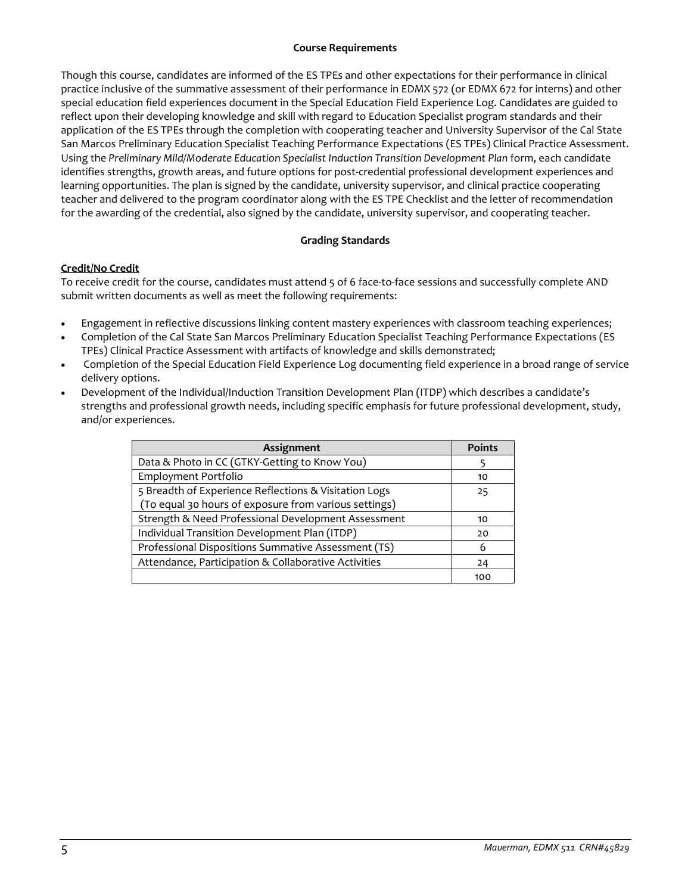### Course Requirements

Though this course, candidates are informed of the ES TPEs and other expectations for their performance in clinical practice inclusive of the summative assessment of their performance in EDMX 572 (or EDMX 672 for interns) and other special education field experiences document in the Special Education Field Experience Log. Candidates are guided to reflect upon their developing knowledge and skill with regard to Education Specialist program standards and their application of the ES TPEs through the completion with cooperating teacher and University Supervisor of the Cal State San Marcos Preliminary Education Specialist Teaching Performance Expectations (ES TPEs) Clinical Practice Assessment. Using the *Preliminary Mild/Moderate Education Specialist Induction Transition Development Plan* form, each candidate identifies strengths, growth areas, and future options for post-credential professional development experiences and learning opportunities. The plan is signed by the candidate, university supervisor, and clinical practice cooperating teacher and delivered to the program coordinator along with the ES TPE Checklist and the letter of recommendation for the awarding of the credential, also signed by the candidate, university supervisor, and cooperating teacher.

### Grading Standards

**Credit/No Credit**

To receive credit for the course, candidates must attend 5 of 6 face-to-face sessions and successfully complete AND submit written documents as well as meet the following requirements:

- Engagement in reflective discussions linking content mastery experiences with classroom teaching experiences;
- Completion of the Cal State San Marcos Preliminary Education Specialist Teaching Performance Expectations (ES TPEs) Clinical Practice Assessment with artifacts of knowledge and skills demonstrated;
- Completion of the Special Education Field Experience Log documenting field experience in a broad range of service delivery options.
- Development of the Individual/Induction Transition Development Plan (ITDP) which describes a candidate's strengths and professional growth needs, including specific emphasis for future professional development, study, and/or experiences.

| Assignment | Points |
|---|---|
| Data & Photo in CC (GTKY-Getting to Know You) | 5 |
| Employment Portfolio | 10 |
| 5 Breadth of Experience Reflections & Visitation Logs (To equal 30 hours of exposure from various settings) | 25 |
| Strength & Need Professional Development Assessment | 10 |
| Individual Transition Development Plan (ITDP) | 20 |
| Professional Dispositions Summative Assessment (TS) | 6 |
| Attendance, Participation & Collaborative Activities | 24 |
| | 100 |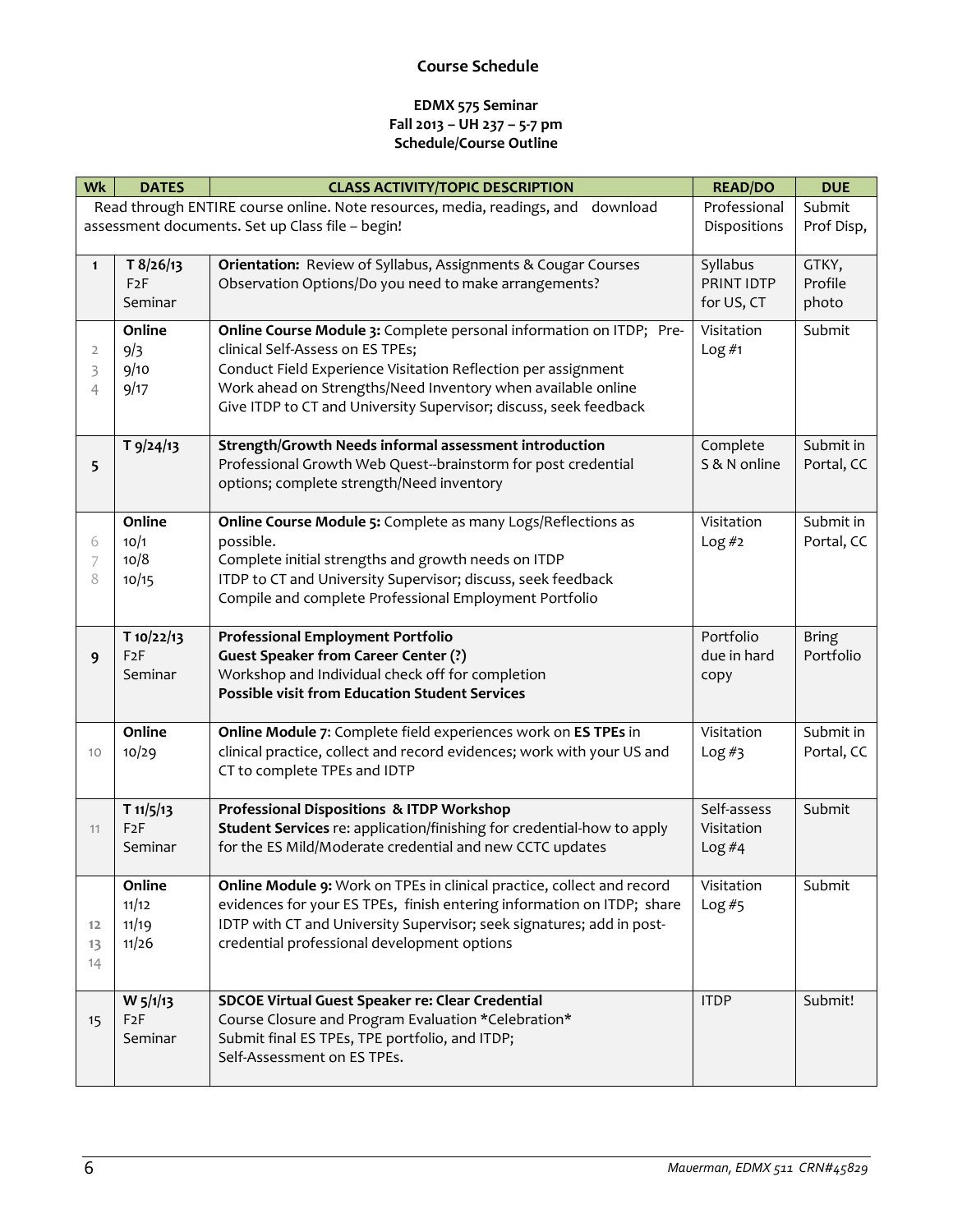## Course Schedule

**EDMX 575 Seminar**
**Fall 2013 – UH 237 – 5-7 pm**
**Schedule/Course Outline**

| Wk | DATES | CLASS ACTIVITY/TOPIC DESCRIPTION | READ/DO | DUE |
|---|---|---|---|---|
| | | Read through ENTIRE course online. Note resources, media, readings, and download assessment documents. Set up Class file – begin! | Professional Dispositions | Submit Prof Disp, |
| **1** | **T 8/26/13** F2F Seminar | **Orientation:** Review of Syllabus, Assignments & Cougar Courses Observation Options/Do you need to make arrangements? | Syllabus PRINT IDTP for US, CT | GTKY, Profile photo |
| 2 3 4 | **Online** 9/3 9/10 9/17 | **Online Course Module 3:** Complete personal information on ITDP; Pre-clinical Self-Assess on ES TPEs; Conduct Field Experience Visitation Reflection per assignment Work ahead on Strengths/Need Inventory when available online Give ITDP to CT and University Supervisor; discuss, seek feedback | Visitation Log #1 | Submit |
| **5** | **T 9/24/13** | **Strength/Growth Needs informal assessment introduction** Professional Growth Web Quest--brainstorm for post credential options; complete strength/Need inventory | Complete S & N online | Submit in Portal, CC |
| 6 7 8 | **Online** 10/1 10/8 10/15 | **Online Course Module 5:** Complete as many Logs/Reflections as possible. Complete initial strengths and growth needs on ITDP ITDP to CT and University Supervisor; discuss, seek feedback Compile and complete Professional Employment Portfolio | Visitation Log #2 | Submit in Portal, CC |
| **9** | **T 10/22/13** F2F Seminar | **Professional Employment Portfolio** **Guest Speaker from Career Center (?)** Workshop and Individual check off for completion **Possible visit from Education Student Services** | Portfolio due in hard copy | Bring Portfolio |
| 10 | **Online** 10/29 | **Online Module 7**: Complete field experiences work on **ES TPEs** in clinical practice, collect and record evidences; work with your US and CT to complete TPEs and IDTP | Visitation Log #3 | Submit in Portal, CC |
| 11 | **T 11/5/13** F2F Seminar | **Professional Dispositions & ITDP Workshop** **Student Services** re: application/finishing for credential-how to apply for the ES Mild/Moderate credential and new CCTC updates | Self-assess Visitation Log #4 | Submit |
| 12 13 14 | **Online** 11/12 11/19 11/26 | **Online Module 9:** Work on TPEs in clinical practice, collect and record evidences for your ES TPEs, finish entering information on ITDP; share IDTP with CT and University Supervisor; seek signatures; add in post-credential professional development options | Visitation Log #5 | Submit |
| 15 | **W 5/1/13** F2F Seminar | **SDCOE Virtual Guest Speaker re: Clear Credential** Course Closure and Program Evaluation *Celebration* Submit final ES TPEs, TPE portfolio, and ITDP; Self-Assessment on ES TPEs. | ITDP | Submit! |